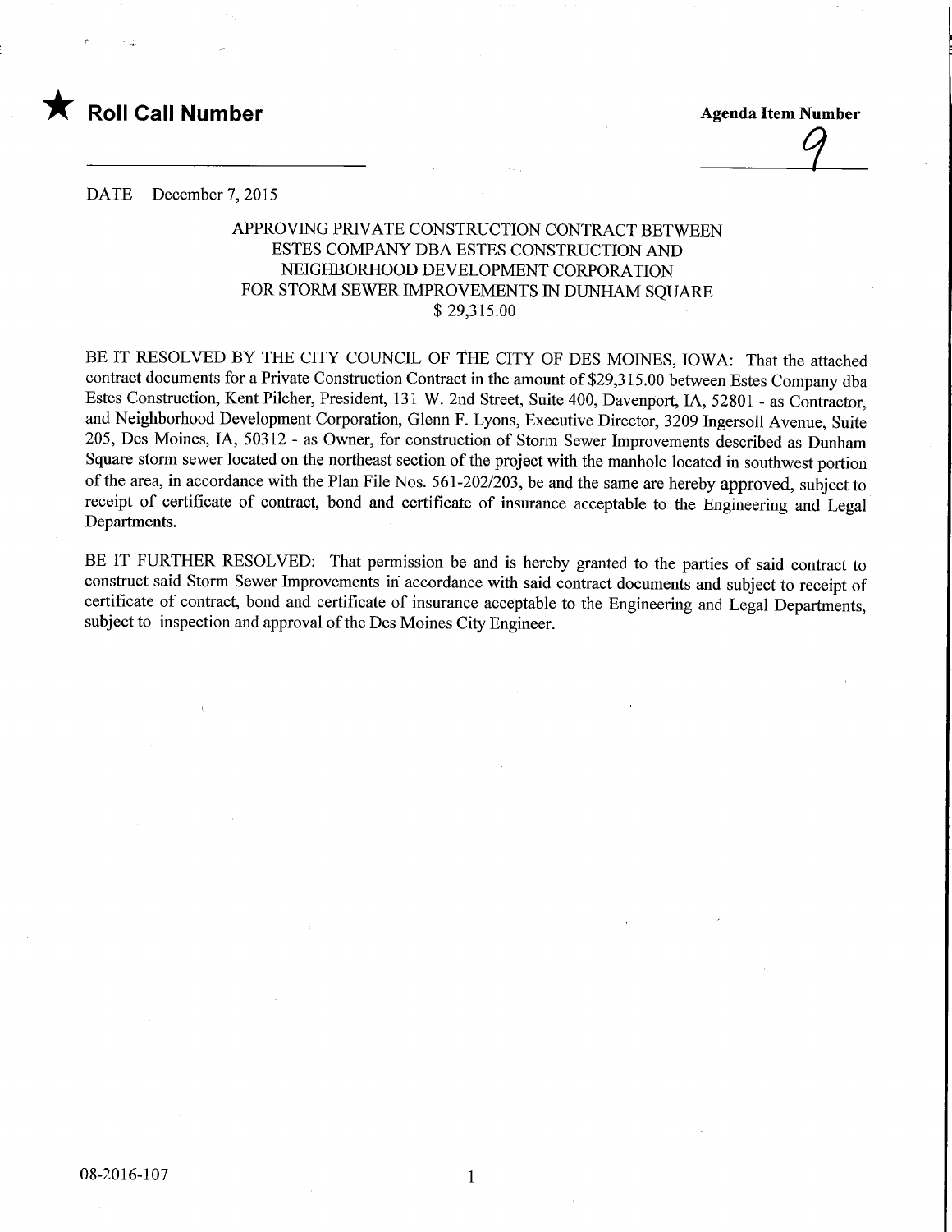★ **Roll Call Number**

**Agenda Item Number**

9

DATE December 7, 2015

APPROVING PRIVATE CONSTRUCTION CONTRACT BETWEEN
ESTES COMPANY DBA ESTES CONSTRUCTION AND
NEIGHBORHOOD DEVELOPMENT CORPORATION
FOR STORM SEWER IMPROVEMENTS IN DUNHAM SQUARE
$ 29,315.00

BE IT RESOLVED BY THE CITY COUNCIL OF THE CITY OF DES MOINES, IOWA: That the attached contract documents for a Private Construction Contract in the amount of $29,315.00 between Estes Company dba Estes Construction, Kent Pilcher, President, 131 W. 2nd Street, Suite 400, Davenport, IA, 52801 - as Contractor, and Neighborhood Development Corporation, Glenn F. Lyons, Executive Director, 3209 Ingersoll Avenue, Suite 205, Des Moines, IA, 50312 - as Owner, for construction of Storm Sewer Improvements described as Dunham Square storm sewer located on the northeast section of the project with the manhole located in southwest portion of the area, in accordance with the Plan File Nos. 561-202/203, be and the same are hereby approved, subject to receipt of certificate of contract, bond and certificate of insurance acceptable to the Engineering and Legal Departments.

BE IT FURTHER RESOLVED: That permission be and is hereby granted to the parties of said contract to construct said Storm Sewer Improvements in accordance with said contract documents and subject to receipt of certificate of contract, bond and certificate of insurance acceptable to the Engineering and Legal Departments, subject to inspection and approval of the Des Moines City Engineer.

08-2016-107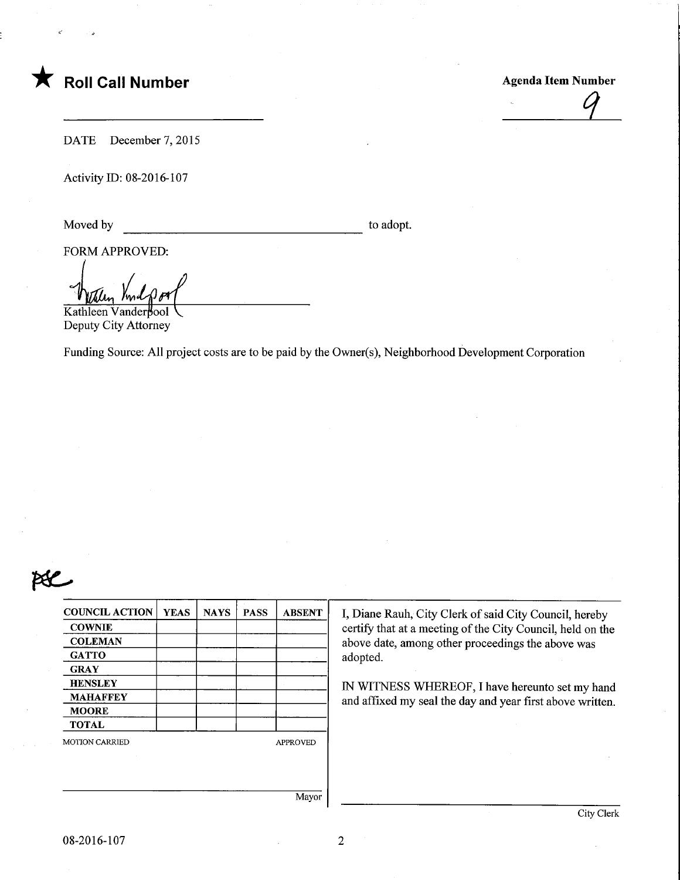★ **Roll Call Number**

**Agenda Item Number**

9

DATE December 7, 2015

Activity ID: 08-2016-107

Moved by ______________________ to adopt.

FORM APPROVED:

Kathleen Vanderpool
Deputy City Attorney

Funding Source: All project costs are to be paid by the Owner(s), Neighborhood Development Corporation

| COUNCIL ACTION | YEAS | NAYS | PASS | ABSENT |
|---|---|---|---|---|
| COWNIE | | | | |
| COLEMAN | | | | |
| GATTO | | | | |
| GRAY | | | | |
| HENSLEY | | | | |
| MAHAFFEY | | | | |
| MOORE | | | | |
| TOTAL | | | | |

MOTION CARRIED APPROVED

______________________ Mayor

I, Diane Rauh, City Clerk of said City Council, hereby certify that at a meeting of the City Council, held on the above date, among other proceedings the above was adopted.

IN WITNESS WHEREOF, I have hereunto set my hand and affixed my seal the day and year first above written.

______________________ City Clerk

08-2016-107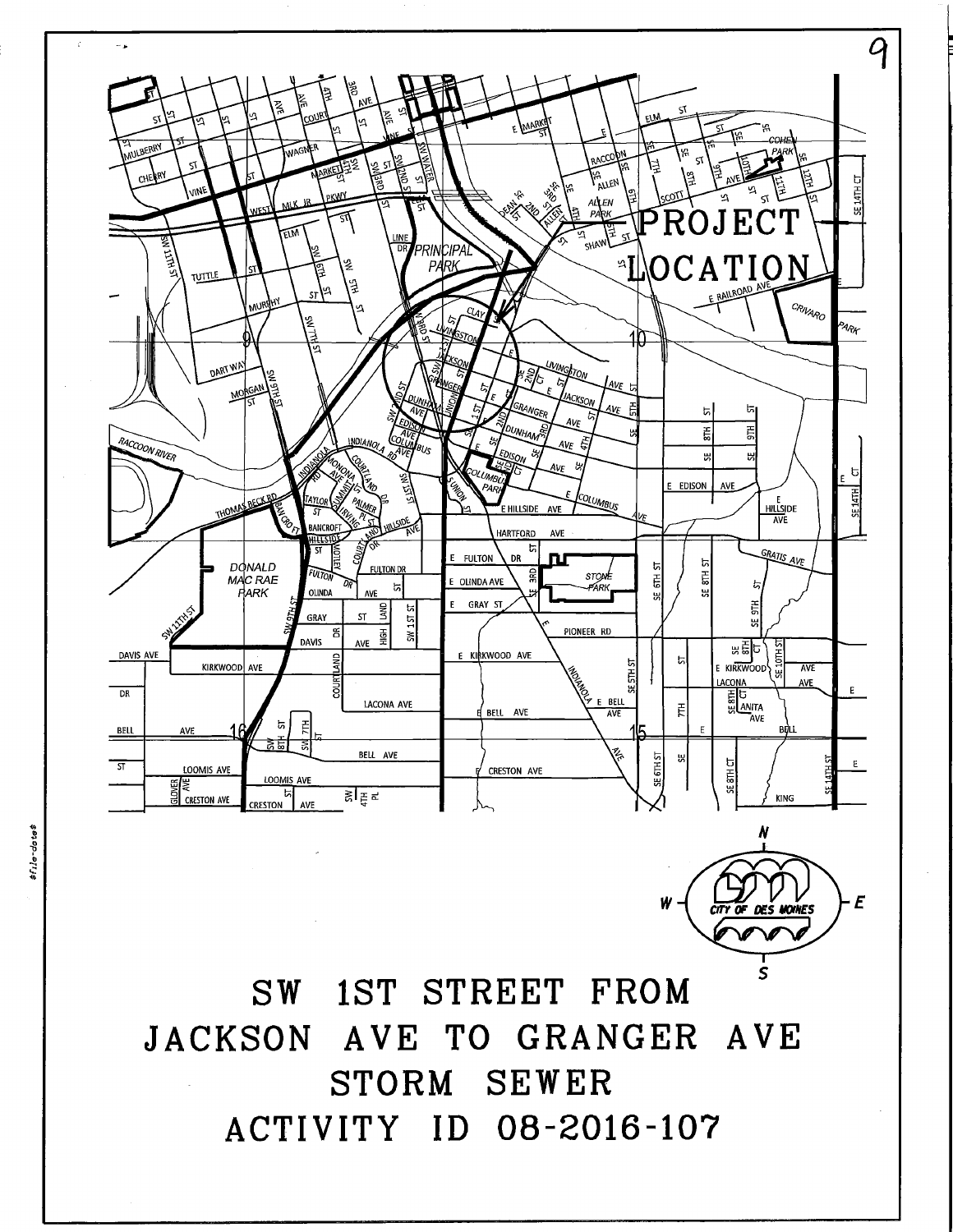# SW 1ST STREET FROM JACKSON AVE TO GRANGER AVE STORM SEWER ACTIVITY ID 08-2016-107